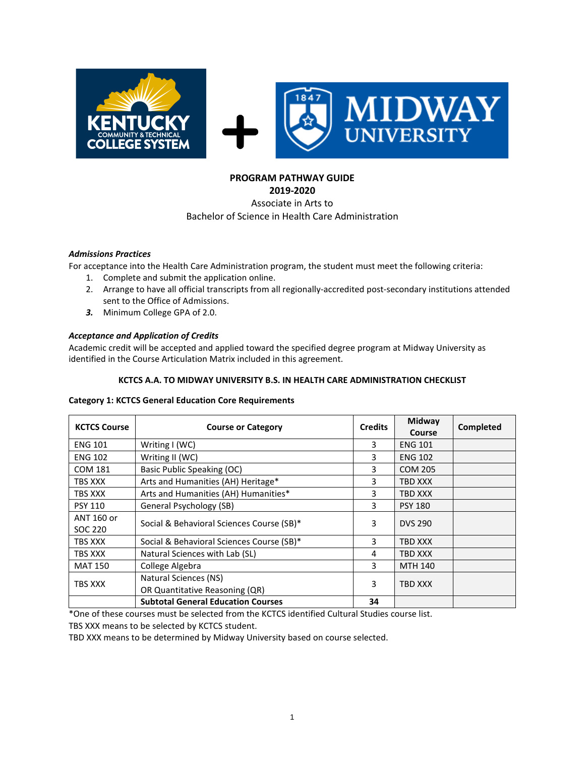**PROGRAM PATHWAY GUIDE**
**2019-2020**
Associate in Arts to
Bachelor of Science in Health Care Administration

***Admissions Practices***

For acceptance into the Health Care Administration program, the student must meet the following criteria:

1. Complete and submit the application online.
2. Arrange to have all official transcripts from all regionally-accredited post-secondary institutions attended sent to the Office of Admissions.
3. Minimum College GPA of 2.0.

***Acceptance and Application of Credits***

Academic credit will be accepted and applied toward the specified degree program at Midway University as identified in the Course Articulation Matrix included in this agreement.

**KCTCS A.A. TO MIDWAY UNIVERSITY B.S. IN HEALTH CARE ADMINISTRATION CHECKLIST**

**Category 1: KCTCS General Education Core Requirements**

| KCTCS Course | Course or Category | Credits | Midway Course | Completed |
|---|---|---|---|---|
| ENG 101 | Writing I (WC) | 3 | ENG 101 | |
| ENG 102 | Writing II (WC) | 3 | ENG 102 | |
| COM 181 | Basic Public Speaking (OC) | 3 | COM 205 | |
| TBS XXX | Arts and Humanities (AH) Heritage* | 3 | TBD XXX | |
| TBS XXX | Arts and Humanities (AH) Humanities* | 3 | TBD XXX | |
| PSY 110 | General Psychology (SB) | 3 | PSY 180 | |
| ANT 160 or SOC 220 | Social & Behavioral Sciences Course (SB)* | 3 | DVS 290 | |
| TBS XXX | Social & Behavioral Sciences Course (SB)* | 3 | TBD XXX | |
| TBS XXX | Natural Sciences with Lab (SL) | 4 | TBD XXX | |
| MAT 150 | College Algebra | 3 | MTH 140 | |
| TBS XXX | Natural Sciences (NS) OR Quantitative Reasoning (QR) | 3 | TBD XXX | |
| | **Subtotal General Education Courses** | **34** | | |

*One of these courses must be selected from the KCTCS identified Cultural Studies course list.
TBS XXX means to be selected by KCTCS student.
TBD XXX means to be determined by Midway University based on course selected.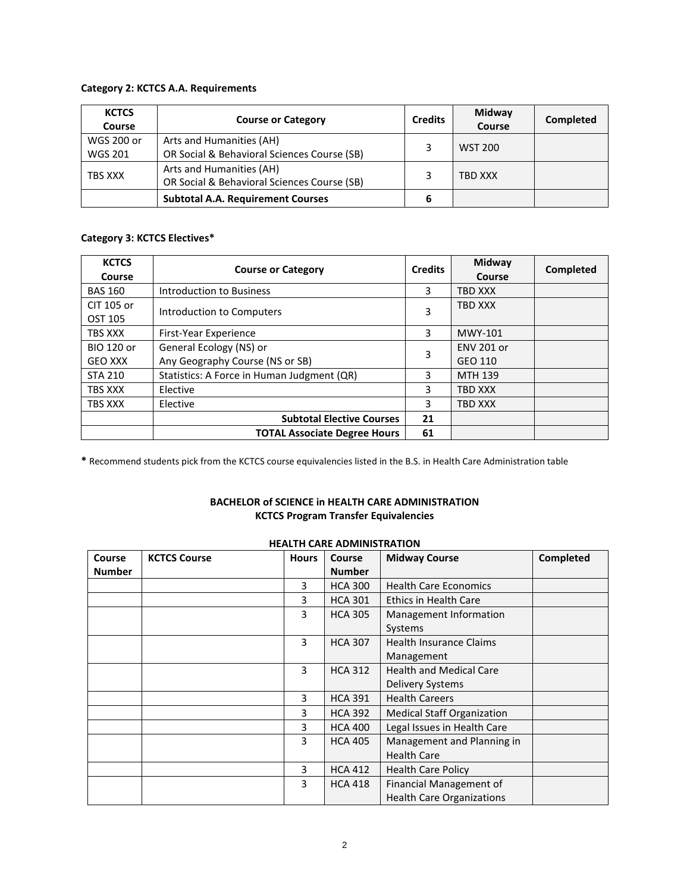**Category 2: KCTCS A.A. Requirements**

| KCTCS Course | Course or Category | Credits | Midway Course | Completed |
|---|---|---|---|---|
| WGS 200 or WGS 201 | Arts and Humanities (AH) OR Social & Behavioral Sciences Course (SB) | 3 | WST 200 | |
| TBS XXX | Arts and Humanities (AH) OR Social & Behavioral Sciences Course (SB) | 3 | TBD XXX | |
| | **Subtotal A.A. Requirement Courses** | **6** | | |

**Category 3: KCTCS Electives***

| KCTCS Course | Course or Category | Credits | Midway Course | Completed |
|---|---|---|---|---|
| BAS 160 | Introduction to Business | 3 | TBD XXX | |
| CIT 105 or OST 105 | Introduction to Computers | 3 | TBD XXX | |
| TBS XXX | First-Year Experience | 3 | MWY-101 | |
| BIO 120 or GEO XXX | General Ecology (NS) or Any Geography Course (NS or SB) | 3 | ENV 201 or GEO 110 | |
| STA 210 | Statistics: A Force in Human Judgment (QR) | 3 | MTH 139 | |
| TBS XXX | Elective | 3 | TBD XXX | |
| TBS XXX | Elective | 3 | TBD XXX | |
| | **Subtotal Elective Courses** | **21** | | |
| | **TOTAL Associate Degree Hours** | **61** | | |

**\*** Recommend students pick from the KCTCS course equivalencies listed in the B.S. in Health Care Administration table

## BACHELOR of SCIENCE in HEALTH CARE ADMINISTRATION
## KCTCS Program Transfer Equivalencies

**HEALTH CARE ADMINISTRATION**

| Course Number | KCTCS Course | Hours | Course Number | Midway Course | Completed |
|---|---|---|---|---|---|
| | | 3 | HCA 300 | Health Care Economics | |
| | | 3 | HCA 301 | Ethics in Health Care | |
| | | 3 | HCA 305 | Management Information Systems | |
| | | 3 | HCA 307 | Health Insurance Claims Management | |
| | | 3 | HCA 312 | Health and Medical Care Delivery Systems | |
| | | 3 | HCA 391 | Health Careers | |
| | | 3 | HCA 392 | Medical Staff Organization | |
| | | 3 | HCA 400 | Legal Issues in Health Care | |
| | | 3 | HCA 405 | Management and Planning in Health Care | |
| | | 3 | HCA 412 | Health Care Policy | |
| | | 3 | HCA 418 | Financial Management of Health Care Organizations | |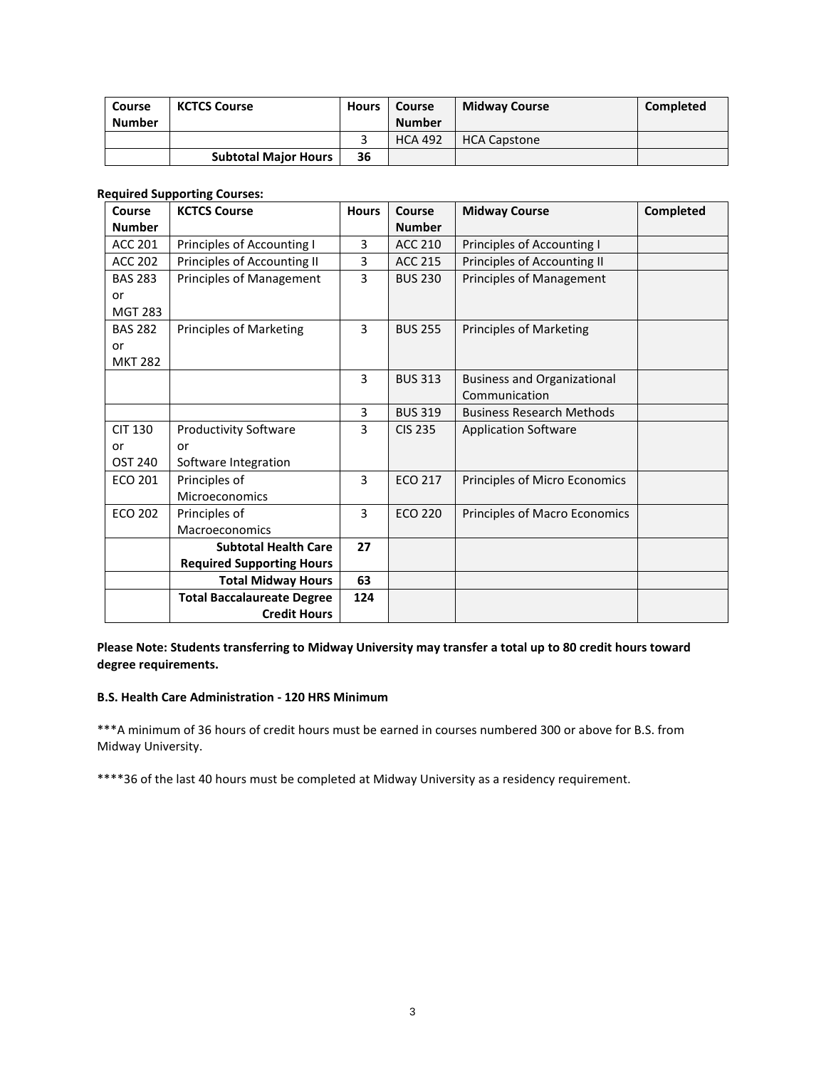| Course Number | KCTCS Course | Hours | Course Number | Midway Course | Completed |
|---|---|---|---|---|---|
| | | 3 | HCA 492 | HCA Capstone | |
| | **Subtotal Major Hours** | **36** | | | |

**Required Supporting Courses:**

| Course Number | KCTCS Course | Hours | Course Number | Midway Course | Completed |
|---|---|---|---|---|---|
| ACC 201 | Principles of Accounting I | 3 | ACC 210 | Principles of Accounting I | |
| ACC 202 | Principles of Accounting II | 3 | ACC 215 | Principles of Accounting II | |
| BAS 283 or MGT 283 | Principles of Management | 3 | BUS 230 | Principles of Management | |
| BAS 282 or MKT 282 | Principles of Marketing | 3 | BUS 255 | Principles of Marketing | |
| | | 3 | BUS 313 | Business and Organizational Communication | |
| | | 3 | BUS 319 | Business Research Methods | |
| CIT 130 or OST 240 | Productivity Software or Software Integration | 3 | CIS 235 | Application Software | |
| ECO 201 | Principles of Microeconomics | 3 | ECO 217 | Principles of Micro Economics | |
| ECO 202 | Principles of Macroeconomics | 3 | ECO 220 | Principles of Macro Economics | |
| | **Subtotal Health Care Required Supporting Hours** | **27** | | | |
| | **Total Midway Hours** | **63** | | | |
| | **Total Baccalaureate Degree Credit Hours** | **124** | | | |

**Please Note: Students transferring to Midway University may transfer a total up to 80 credit hours toward degree requirements.**

**B.S. Health Care Administration - 120 HRS Minimum**

***A minimum of 36 hours of credit hours must be earned in courses numbered 300 or above for B.S. from Midway University.

****36 of the last 40 hours must be completed at Midway University as a residency requirement.